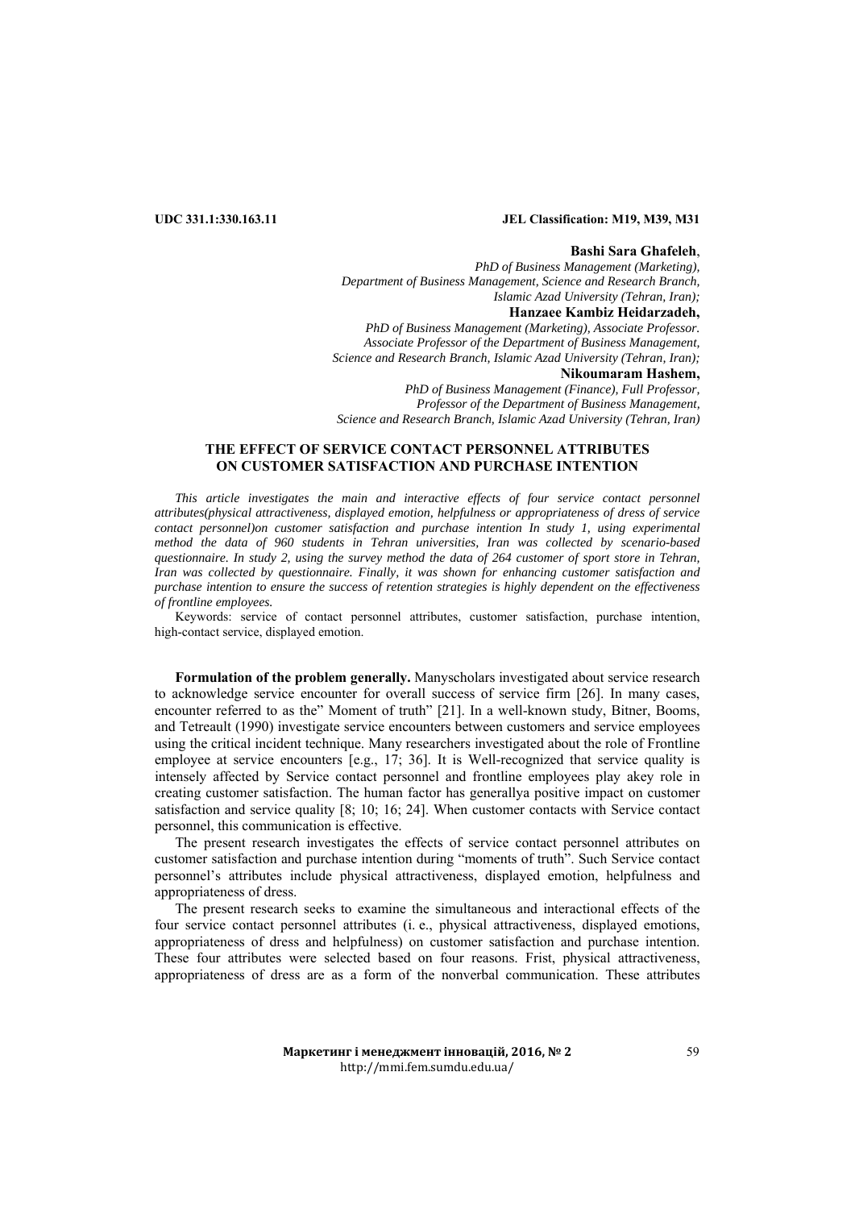**UDC 331.1:330.163.11** **JEL Classification: M19, M39, M31**

**Bashi Sara Ghafeleh**,
*PhD of Business Management (Marketing),*
*Department of Business Management, Science and Research Branch,*
*Islamic Azad University (Tehran, Iran);*

**Hanzaee Kambiz Heidarzadeh,**
*PhD of Business Management (Marketing), Associate Professor.*
*Associate Professor of the Department of Business Management,*
*Science and Research Branch, Islamic Azad University (Tehran, Iran);*

**Nikoumaram Hashem,**
*PhD of Business Management (Finance), Full Professor,*
*Professor of the Department of Business Management,*
*Science and Research Branch, Islamic Azad University (Tehran, Iran)*

# THE EFFECT OF SERVICE CONTACT PERSONNEL ATTRIBUTES ON CUSTOMER SATISFACTION AND PURCHASE INTENTION

*This article investigates the main and interactive effects of four service contact personnel attributes(physical attractiveness, displayed emotion, helpfulness or appropriateness of dress of service contact personnel)on customer satisfaction and purchase intention In study 1, using experimental method the data of 960 students in Tehran universities, Iran was collected by scenario-based questionnaire. In study 2, using the survey method the data of 264 customer of sport store in Tehran, Iran was collected by questionnaire. Finally, it was shown for enhancing customer satisfaction and purchase intention to ensure the success of retention strategies is highly dependent on the effectiveness of frontline employees.*

Keywords: service of contact personnel attributes, customer satisfaction, purchase intention, high-contact service, displayed emotion.

**Formulation of the problem generally.** Manyscholars investigated about service research to acknowledge service encounter for overall success of service firm [26]. In many cases, encounter referred to as the" Moment of truth" [21]. In a well-known study, Bitner, Booms, and Tetreault (1990) investigate service encounters between customers and service employees using the critical incident technique. Many researchers investigated about the role of Frontline employee at service encounters [e.g., 17; 36]. It is Well-recognized that service quality is intensely affected by Service contact personnel and frontline employees play akey role in creating customer satisfaction. The human factor has generallya positive impact on customer satisfaction and service quality [8; 10; 16; 24]. When customer contacts with Service contact personnel, this communication is effective.

The present research investigates the effects of service contact personnel attributes on customer satisfaction and purchase intention during "moments of truth". Such Service contact personnel's attributes include physical attractiveness, displayed emotion, helpfulness and appropriateness of dress.

The present research seeks to examine the simultaneous and interactional effects of the four service contact personnel attributes (i. e., physical attractiveness, displayed emotions, appropriateness of dress and helpfulness) on customer satisfaction and purchase intention. These four attributes were selected based on four reasons. Frist, physical attractiveness, appropriateness of dress are as a form of the nonverbal communication. These attributes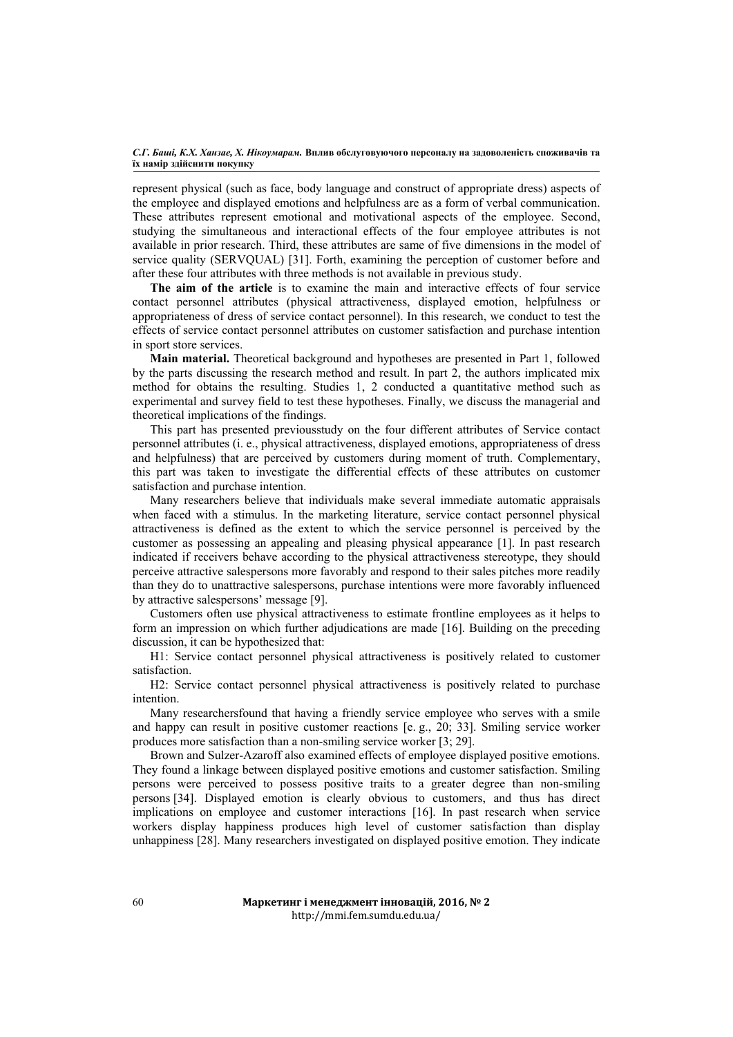represent physical (such as face, body language and construct of appropriate dress) aspects of the employee and displayed emotions and helpfulness are as a form of verbal communication. These attributes represent emotional and motivational aspects of the employee. Second, studying the simultaneous and interactional effects of the four employee attributes is not available in prior research. Third, these attributes are same of five dimensions in the model of service quality (SERVQUAL) [31]. Forth, examining the perception of customer before and after these four attributes with three methods is not available in previous study.

**The aim of the article** is to examine the main and interactive effects of four service contact personnel attributes (physical attractiveness, displayed emotion, helpfulness or appropriateness of dress of service contact personnel). In this research, we conduct to test the effects of service contact personnel attributes on customer satisfaction and purchase intention in sport store services.

**Main material.** Theoretical background and hypotheses are presented in Part 1, followed by the parts discussing the research method and result. In part 2, the authors implicated mix method for obtains the resulting. Studies 1, 2 conducted a quantitative method such as experimental and survey field to test these hypotheses. Finally, we discuss the managerial and theoretical implications of the findings.

This part has presented previousstudy on the four different attributes of Service contact personnel attributes (i. e., physical attractiveness, displayed emotions, appropriateness of dress and helpfulness) that are perceived by customers during moment of truth. Complementary, this part was taken to investigate the differential effects of these attributes on customer satisfaction and purchase intention.

Many researchers believe that individuals make several immediate automatic appraisals when faced with a stimulus. In the marketing literature, service contact personnel physical attractiveness is defined as the extent to which the service personnel is perceived by the customer as possessing an appealing and pleasing physical appearance [1]. In past research indicated if receivers behave according to the physical attractiveness stereotype, they should perceive attractive salespersons more favorably and respond to their sales pitches more readily than they do to unattractive salespersons, purchase intentions were more favorably influenced by attractive salespersons' message [9].

Customers often use physical attractiveness to estimate frontline employees as it helps to form an impression on which further adjudications are made [16]. Building on the preceding discussion, it can be hypothesized that:

H1: Service contact personnel physical attractiveness is positively related to customer satisfaction.

H2: Service contact personnel physical attractiveness is positively related to purchase intention.

Many researchersfound that having a friendly service employee who serves with a smile and happy can result in positive customer reactions [e. g., 20; 33]. Smiling service worker produces more satisfaction than a non-smiling service worker [3; 29].

Brown and Sulzer-Azaroff also examined effects of employee displayed positive emotions. They found a linkage between displayed positive emotions and customer satisfaction. Smiling persons were perceived to possess positive traits to a greater degree than non-smiling persons [34]. Displayed emotion is clearly obvious to customers, and thus has direct implications on employee and customer interactions [16]. In past research when service workers display happiness produces high level of customer satisfaction than display unhappiness [28]. Many researchers investigated on displayed positive emotion. They indicate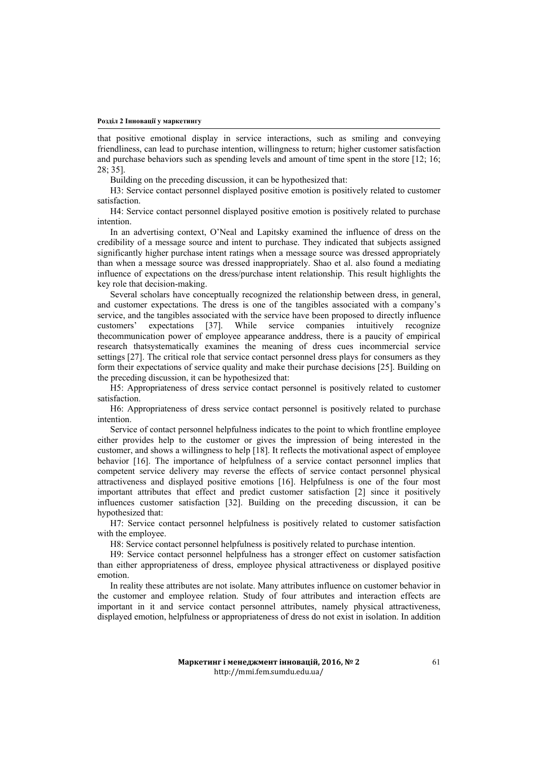that positive emotional display in service interactions, such as smiling and conveying friendliness, can lead to purchase intention, willingness to return; higher customer satisfaction and purchase behaviors such as spending levels and amount of time spent in the store [12; 16; 28; 35].

Building on the preceding discussion, it can be hypothesized that:

H3: Service contact personnel displayed positive emotion is positively related to customer satisfaction.

H4: Service contact personnel displayed positive emotion is positively related to purchase intention.

In an advertising context, O'Neal and Lapitsky examined the influence of dress on the credibility of a message source and intent to purchase. They indicated that subjects assigned significantly higher purchase intent ratings when a message source was dressed appropriately than when a message source was dressed inappropriately. Shao et al. also found a mediating influence of expectations on the dress/purchase intent relationship. This result highlights the key role that decision-making.

Several scholars have conceptually recognized the relationship between dress, in general, and customer expectations. The dress is one of the tangibles associated with a company's service, and the tangibles associated with the service have been proposed to directly influence customers' expectations [37]. While service companies intuitively recognize thecommunication power of employee appearance anddress, there is a paucity of empirical research thatsystematically examines the meaning of dress cues incommercial service settings [27]. The critical role that service contact personnel dress plays for consumers as they form their expectations of service quality and make their purchase decisions [25]. Building on the preceding discussion, it can be hypothesized that:

H5: Appropriateness of dress service contact personnel is positively related to customer satisfaction.

H6: Appropriateness of dress service contact personnel is positively related to purchase intention.

Service of contact personnel helpfulness indicates to the point to which frontline employee either provides help to the customer or gives the impression of being interested in the customer, and shows a willingness to help [18]. It reflects the motivational aspect of employee behavior [16]. The importance of helpfulness of a service contact personnel implies that competent service delivery may reverse the effects of service contact personnel physical attractiveness and displayed positive emotions [16]. Helpfulness is one of the four most important attributes that effect and predict customer satisfaction [2] since it positively influences customer satisfaction [32]. Building on the preceding discussion, it can be hypothesized that:

H7: Service contact personnel helpfulness is positively related to customer satisfaction with the employee.

H8: Service contact personnel helpfulness is positively related to purchase intention.

H9: Service contact personnel helpfulness has a stronger effect on customer satisfaction than either appropriateness of dress, employee physical attractiveness or displayed positive emotion.

In reality these attributes are not isolate. Many attributes influence on customer behavior in the customer and employee relation. Study of four attributes and interaction effects are important in it and service contact personnel attributes, namely physical attractiveness, displayed emotion, helpfulness or appropriateness of dress do not exist in isolation. In addition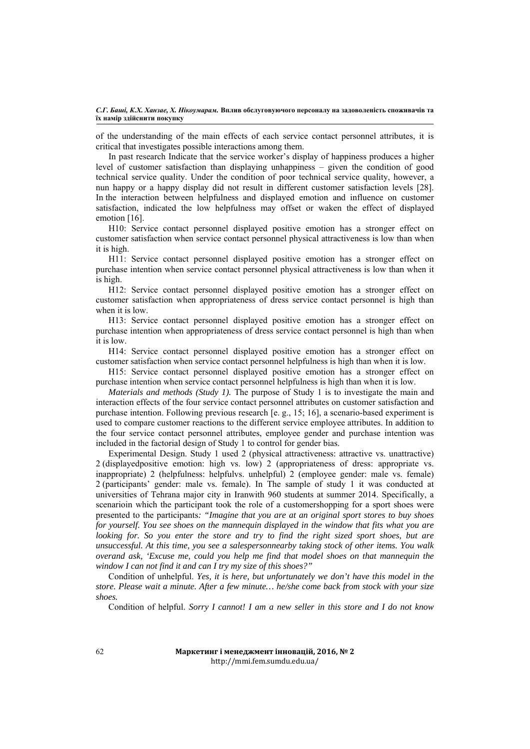of the understanding of the main effects of each service contact personnel attributes, it is critical that investigates possible interactions among them.

In past research Indicate that the service worker's display of happiness produces a higher level of customer satisfaction than displaying unhappiness – given the condition of good technical service quality. Under the condition of poor technical service quality, however, a nun happy or a happy display did not result in different customer satisfaction levels [28]. In the interaction between helpfulness and displayed emotion and influence on customer satisfaction, indicated the low helpfulness may offset or waken the effect of displayed emotion [16].

H10: Service contact personnel displayed positive emotion has a stronger effect on customer satisfaction when service contact personnel physical attractiveness is low than when it is high.

H11: Service contact personnel displayed positive emotion has a stronger effect on purchase intention when service contact personnel physical attractiveness is low than when it is high.

H12: Service contact personnel displayed positive emotion has a stronger effect on customer satisfaction when appropriateness of dress service contact personnel is high than when it is low.

H13: Service contact personnel displayed positive emotion has a stronger effect on purchase intention when appropriateness of dress service contact personnel is high than when it is low.

H14: Service contact personnel displayed positive emotion has a stronger effect on customer satisfaction when service contact personnel helpfulness is high than when it is low.

H15: Service contact personnel displayed positive emotion has a stronger effect on purchase intention when service contact personnel helpfulness is high than when it is low.

*Materials and methods (Study 1).* The purpose of Study 1 is to investigate the main and interaction effects of the four service contact personnel attributes on customer satisfaction and purchase intention. Following previous research [e. g., 15; 16], a scenario-based experiment is used to compare customer reactions to the different service employee attributes. In addition to the four service contact personnel attributes, employee gender and purchase intention was included in the factorial design of Study 1 to control for gender bias.

Experimental Design. Study 1 used 2 (physical attractiveness: attractive vs. unattractive) 2 (displayedpositive emotion: high vs. low) 2 (appropriateness of dress: appropriate vs. inappropriate) 2 (helpfulness: helpfulvs. unhelpful) 2 (employee gender: male vs. female) 2 (participants' gender: male vs. female). In The sample of study 1 it was conducted at universities of Tehrana major city in Iranwith 960 students at summer 2014. Specifically, a scenarioin which the participant took the role of a customershopping for a sport shoes were presented to the participants*: "Imagine that you are at an original sport stores to buy shoes for yourself. You see shoes on the mannequin displayed in the window that fits what you are looking for. So you enter the store and try to find the right sized sport shoes, but are unsuccessful. At this time, you see a salespersonnearby taking stock of other items. You walk overand ask, 'Excuse me, could you help me find that model shoes on that mannequin the window I can not find it and can I try my size of this shoes?"*

Condition of unhelpful. *Yes, it is here, but unfortunately we don't have this model in the store. Please wait a minute. After a few minute… he/she come back from stock with your size shoes.*

Condition of helpful. *Sorry I cannot! I am a new seller in this store and I do not know*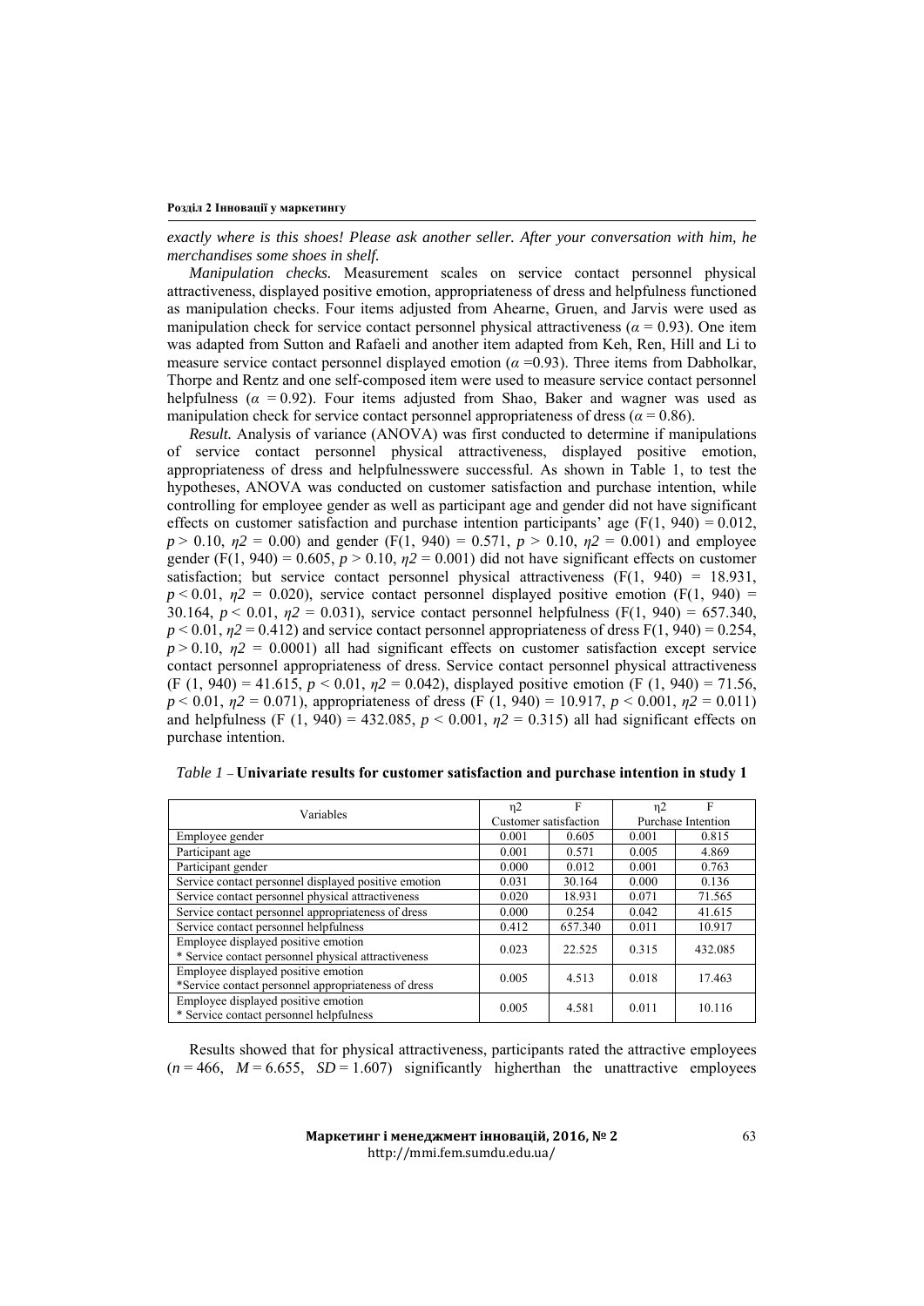*exactly where is this shoes! Please ask another seller. After your conversation with him, he merchandises some shoes in shelf.*

*Manipulation checks.* Measurement scales on service contact personnel physical attractiveness, displayed positive emotion, appropriateness of dress and helpfulness functioned as manipulation checks. Four items adjusted from Ahearne, Gruen, and Jarvis were used as manipulation check for service contact personnel physical attractiveness ($\alpha = 0.93$). One item was adapted from Sutton and Rafaeli and another item adapted from Keh, Ren, Hill and Li to measure service contact personnel displayed emotion ($\alpha$ =0.93). Three items from Dabholkar, Thorpe and Rentz and one self-composed item were used to measure service contact personnel helpfulness ($\alpha = 0.92$). Four items adjusted from Shao, Baker and wagner was used as manipulation check for service contact personnel appropriateness of dress ($\alpha = 0.86$).

*Result.* Analysis of variance (ANOVA) was first conducted to determine if manipulations of service contact personnel physical attractiveness, displayed positive emotion, appropriateness of dress and helpfulnesswere successful. As shown in Table 1, to test the hypotheses, ANOVA was conducted on customer satisfaction and purchase intention, while controlling for employee gender as well as participant age and gender did not have significant effects on customer satisfaction and purchase intention participants' age ($F(1, 940) = 0.012$, $p > 0.10$, $\eta 2 = 0.00$) and gender ($F(1, 940) = 0.571$, $p > 0.10$, $\eta 2 = 0.001$) and employee gender ($F(1, 940) = 0.605$, $p > 0.10$, $\eta 2 = 0.001$) did not have significant effects on customer satisfaction; but service contact personnel physical attractiveness ($F(1, 940) = 18.931$, $p < 0.01$, $\eta 2 = 0.020$), service contact personnel displayed positive emotion ($F(1, 940) = 30.164$, $p < 0.01$, $\eta 2 = 0.031$), service contact personnel helpfulness ($F(1, 940) = 657.340$, $p < 0.01$, $\eta 2 = 0.412$) and service contact personnel appropriateness of dress $F(1, 940) = 0.254$, $p > 0.10$, $\eta 2 = 0.0001$) all had significant effects on customer satisfaction except service contact personnel appropriateness of dress. Service contact personnel physical attractiveness ($F (1, 940) = 41.615$, $p < 0.01$, $\eta 2 = 0.042$), displayed positive emotion ($F (1, 940) = 71.56$, $p < 0.01$, $\eta 2 = 0.071$), appropriateness of dress ($F (1, 940) = 10.917$, $p < 0.001$, $\eta 2 = 0.011$) and helpfulness ($F (1, 940) = 432.085$, $p < 0.001$, $\eta 2 = 0.315$) all had significant effects on purchase intention.

*Table 1* – **Univariate results for customer satisfaction and purchase intention in study 1**

| Variables | η2 | F | η2 | F |
|---|---|---|---|---|
| | Customer satisfaction | | Purchase Intention | |
| Employee gender | 0.001 | 0.605 | 0.001 | 0.815 |
| Participant age | 0.001 | 0.571 | 0.005 | 4.869 |
| Participant gender | 0.000 | 0.012 | 0.001 | 0.763 |
| Service contact personnel displayed positive emotion | 0.031 | 30.164 | 0.000 | 0.136 |
| Service contact personnel physical attractiveness | 0.020 | 18.931 | 0.071 | 71.565 |
| Service contact personnel appropriateness of dress | 0.000 | 0.254 | 0.042 | 41.615 |
| Service contact personnel helpfulness | 0.412 | 657.340 | 0.011 | 10.917 |
| Employee displayed positive emotion * Service contact personnel physical attractiveness | 0.023 | 22.525 | 0.315 | 432.085 |
| Employee displayed positive emotion *Service contact personnel appropriateness of dress | 0.005 | 4.513 | 0.018 | 17.463 |
| Employee displayed positive emotion * Service contact personnel helpfulness | 0.005 | 4.581 | 0.011 | 10.116 |

Results showed that for physical attractiveness, participants rated the attractive employees ($n = 466$, $M = 6.655$, $SD = 1.607$) significantly higherthan the unattractive employees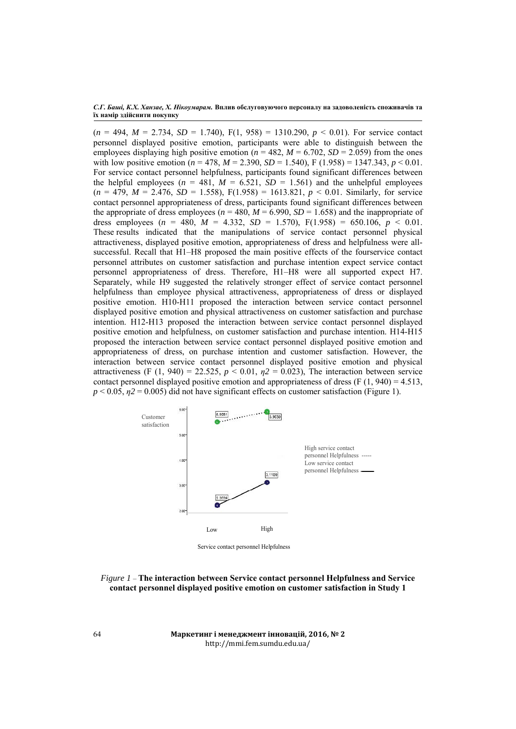($n$ = 494, $M$ = 2.734, $SD$ = 1.740), F(1, 958) = 1310.290, $p$ < 0.01). For service contact personnel displayed positive emotion, participants were able to distinguish between the employees displaying high positive emotion ($n$ = 482, $M$ = 6.702, $SD$ = 2.059) from the ones with low positive emotion ($n$ = 478, $M$ = 2.390, $SD$ = 1.540), F (1.958) = 1347.343, $p$ < 0.01. For service contact personnel helpfulness, participants found significant differences between the helpful employees ($n$ = 481, $M$ = 6.521, $SD$ = 1.561) and the unhelpful employees ($n$ = 479, $M$ = 2.476, $SD$ = 1.558), F(1.958) = 1613.821, $p$ < 0.01. Similarly, for service contact personnel appropriateness of dress, participants found significant differences between the appropriate of dress employees ($n$ = 480, $M$ = 6.990, $SD$ = 1.658) and the inappropriate of dress employees ($n$ = 480, $M$ = 4.332, $SD$ = 1.570), F(1.958) = 650.106, $p$ < 0.01. These results indicated that the manipulations of service contact personnel physical attractiveness, displayed positive emotion, appropriateness of dress and helpfulness were all-successful. Recall that H1–H8 proposed the main positive effects of the fourservice contact personnel attributes on customer satisfaction and purchase intention expect service contact personnel appropriateness of dress. Therefore, H1–H8 were all supported expect H7. Separately, while H9 suggested the relatively stronger effect of service contact personnel helpfulness than employee physical attractiveness, appropriateness of dress or displayed positive emotion. H10-H11 proposed the interaction between service contact personnel displayed positive emotion and physical attractiveness on customer satisfaction and purchase intention. H12-H13 proposed the interaction between service contact personnel displayed positive emotion and helpfulness, on customer satisfaction and purchase intention. H14-H15 proposed the interaction between service contact personnel displayed positive emotion and appropriateness of dress, on purchase intention and customer satisfaction. However, the interaction between service contact personnel displayed positive emotion and physical attractiveness (F (1, 940) = 22.525, $p$ < 0.01, $\eta 2$ = 0.023), The interaction between service contact personnel displayed positive emotion and appropriateness of dress (F (1, 940) = 4.513, $p$ < 0.05, $\eta 2$ = 0.005) did not have significant effects on customer satisfaction (Figure 1).

*Figure 1* – **The interaction between Service contact personnel Helpfulness and Service contact personnel displayed positive emotion on customer satisfaction in Study 1**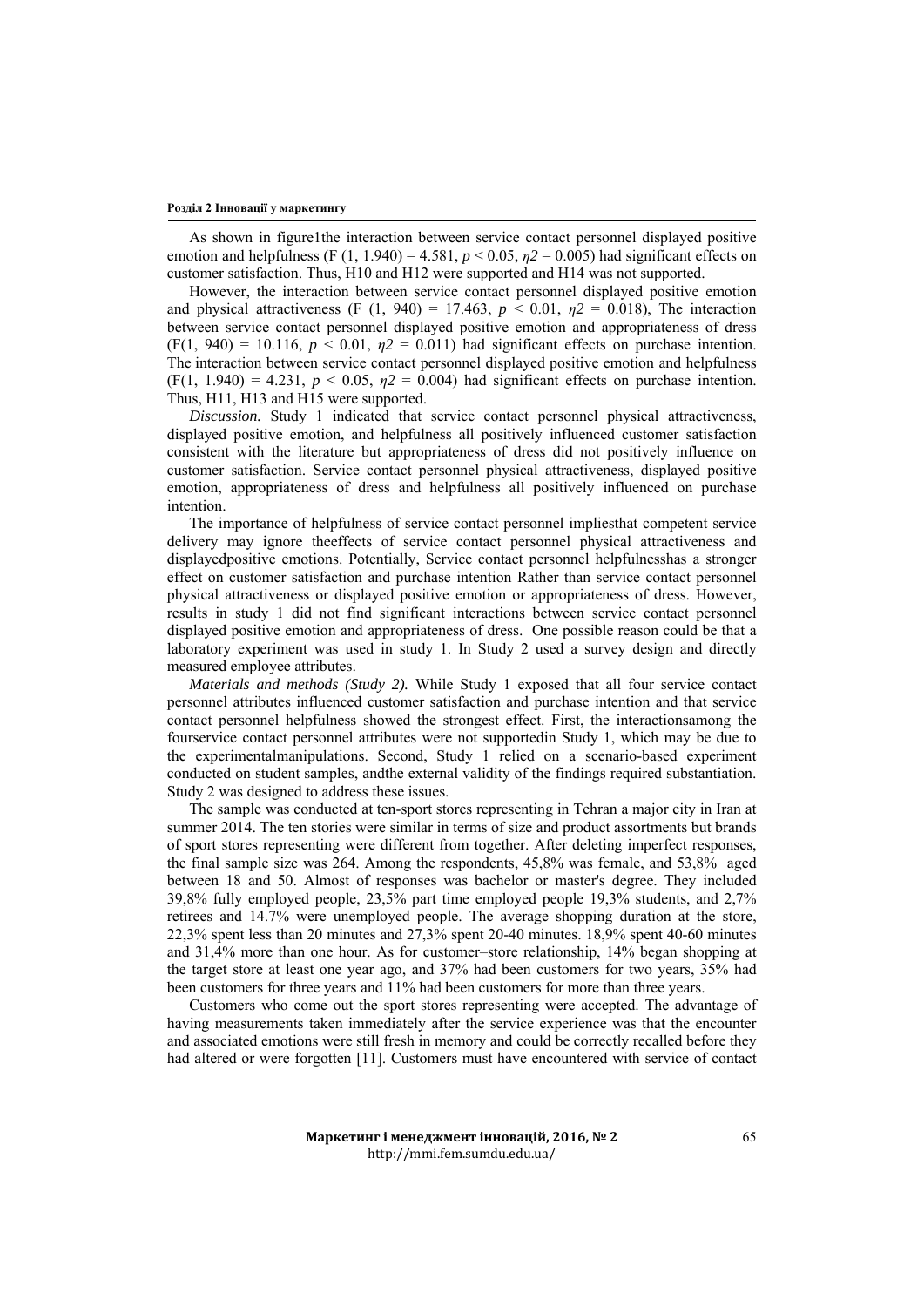As shown in figure1the interaction between service contact personnel displayed positive emotion and helpfulness (F (1, 1.940) = 4.581, $p < 0.05$, $\eta 2 = 0.005$) had significant effects on customer satisfaction. Thus, H10 and H12 were supported and H14 was not supported.

However, the interaction between service contact personnel displayed positive emotion and physical attractiveness (F (1, 940) = 17.463, $p < 0.01$, $\eta 2 = 0.018$), The interaction between service contact personnel displayed positive emotion and appropriateness of dress (F(1, 940) = 10.116, $p < 0.01$, $\eta 2 = 0.011$) had significant effects on purchase intention. The interaction between service contact personnel displayed positive emotion and helpfulness (F(1, 1.940) = 4.231, $p < 0.05$, $\eta 2 = 0.004$) had significant effects on purchase intention. Thus, H11, H13 and H15 were supported.

*Discussion.* Study 1 indicated that service contact personnel physical attractiveness, displayed positive emotion, and helpfulness all positively influenced customer satisfaction consistent with the literature but appropriateness of dress did not positively influence on customer satisfaction. Service contact personnel physical attractiveness, displayed positive emotion, appropriateness of dress and helpfulness all positively influenced on purchase intention.

The importance of helpfulness of service contact personnel impliesthat competent service delivery may ignore theeffects of service contact personnel physical attractiveness and displayedpositive emotions. Potentially, Service contact personnel helpfulnesshas a stronger effect on customer satisfaction and purchase intention Rather than service contact personnel physical attractiveness or displayed positive emotion or appropriateness of dress. However, results in study 1 did not find significant interactions between service contact personnel displayed positive emotion and appropriateness of dress. One possible reason could be that a laboratory experiment was used in study 1. In Study 2 used a survey design and directly measured employee attributes.

*Materials and methods (Study 2).* While Study 1 exposed that all four service contact personnel attributes influenced customer satisfaction and purchase intention and that service contact personnel helpfulness showed the strongest effect. First, the interactionsamong the fourservice contact personnel attributes were not supportedin Study 1, which may be due to the experimentalmanipulations. Second, Study 1 relied on a scenario-based experiment conducted on student samples, andthe external validity of the findings required substantiation. Study 2 was designed to address these issues.

The sample was conducted at ten-sport stores representing in Tehran a major city in Iran at summer 2014. The ten stories were similar in terms of size and product assortments but brands of sport stores representing were different from together. After deleting imperfect responses, the final sample size was 264. Among the respondents, 45,8% was female, and 53,8% aged between 18 and 50. Almost of responses was bachelor or master's degree. They included 39,8% fully employed people, 23,5% part time employed people 19,3% students, and 2,7% retirees and 14.7% were unemployed people. The average shopping duration at the store, 22,3% spent less than 20 minutes and 27,3% spent 20-40 minutes. 18,9% spent 40-60 minutes and 31,4% more than one hour. As for customer–store relationship, 14% began shopping at the target store at least one year ago, and 37% had been customers for two years, 35% had been customers for three years and 11% had been customers for more than three years.

Customers who come out the sport stores representing were accepted. The advantage of having measurements taken immediately after the service experience was that the encounter and associated emotions were still fresh in memory and could be correctly recalled before they had altered or were forgotten [11]. Customers must have encountered with service of contact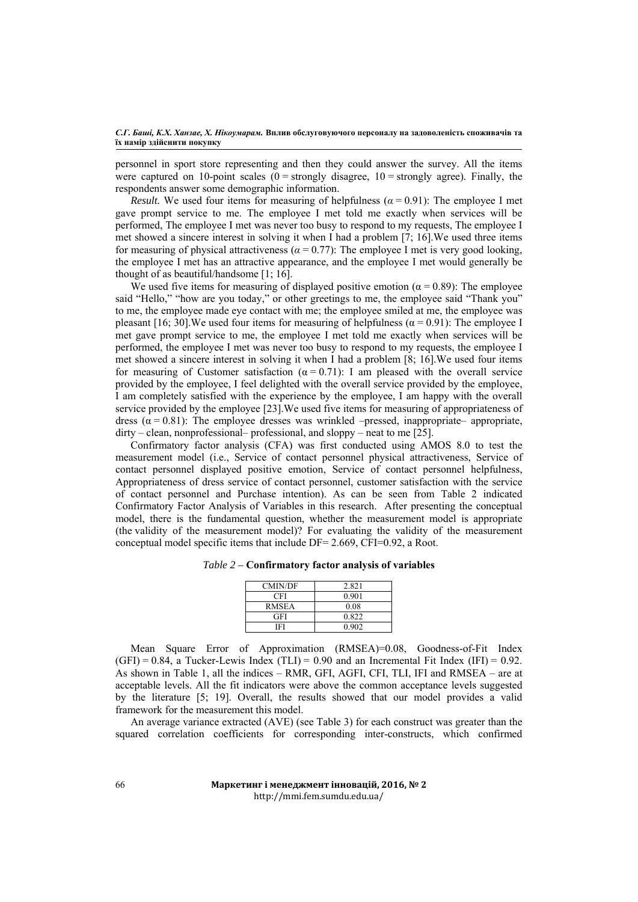personnel in sport store representing and then they could answer the survey. All the items were captured on 10-point scales (0 = strongly disagree, 10 = strongly agree). Finally, the respondents answer some demographic information.

*Result.* We used four items for measuring of helpfulness ($\alpha = 0.91$): The employee I met gave prompt service to me. The employee I met told me exactly when services will be performed, The employee I met was never too busy to respond to my requests, The employee I met showed a sincere interest in solving it when I had a problem [7; 16].We used three items for measuring of physical attractiveness ($\alpha = 0.77$): The employee I met is very good looking, the employee I met has an attractive appearance, and the employee I met would generally be thought of as beautiful/handsome [1; 16].

We used five items for measuring of displayed positive emotion ($\alpha = 0.89$): The employee said "Hello," "how are you today," or other greetings to me, the employee said "Thank you" to me, the employee made eye contact with me; the employee smiled at me, the employee was pleasant [16; 30].We used four items for measuring of helpfulness ($\alpha = 0.91$): The employee I met gave prompt service to me, the employee I met told me exactly when services will be performed, the employee I met was never too busy to respond to my requests, the employee I met showed a sincere interest in solving it when I had a problem [8; 16].We used four items for measuring of Customer satisfaction ($\alpha = 0.71$): I am pleased with the overall service provided by the employee, I feel delighted with the overall service provided by the employee, I am completely satisfied with the experience by the employee, I am happy with the overall service provided by the employee [23].We used five items for measuring of appropriateness of dress ($\alpha = 0.81$): The employee dresses was wrinkled –pressed, inappropriate– appropriate, dirty – clean, nonprofessional– professional, and sloppy – neat to me [25].

Confirmatory factor analysis (CFA) was first conducted using AMOS 8.0 to test the measurement model (i.e., Service of contact personnel physical attractiveness, Service of contact personnel displayed positive emotion, Service of contact personnel helpfulness, Appropriateness of dress service of contact personnel, customer satisfaction with the service of contact personnel and Purchase intention). As can be seen from Table 2 indicated Confirmatory Factor Analysis of Variables in this research. After presenting the conceptual model, there is the fundamental question, whether the measurement model is appropriate (the validity of the measurement model)? For evaluating the validity of the measurement conceptual model specific items that include DF= 2.669, CFI=0.92, a Root.

*Table 2* – **Confirmatory factor analysis of variables**

| CMIN/DF | 2.821 |
|---|---|
| CFI | 0.901 |
| RMSEA | 0.08 |
| GFI | 0.822 |
| IFI | 0.902 |

Mean Square Error of Approximation (RMSEA)=0.08, Goodness-of-Fit Index (GFI) = 0.84, a Tucker-Lewis Index (TLI) = 0.90 and an Incremental Fit Index (IFI) = 0.92. As shown in Table 1, all the indices – RMR, GFI, AGFI, CFI, TLI, IFI and RMSEA – are at acceptable levels. All the fit indicators were above the common acceptance levels suggested by the literature [5; 19]. Overall, the results showed that our model provides a valid framework for the measurement this model.

An average variance extracted (AVE) (see Table 3) for each construct was greater than the squared correlation coefficients for corresponding inter-constructs, which confirmed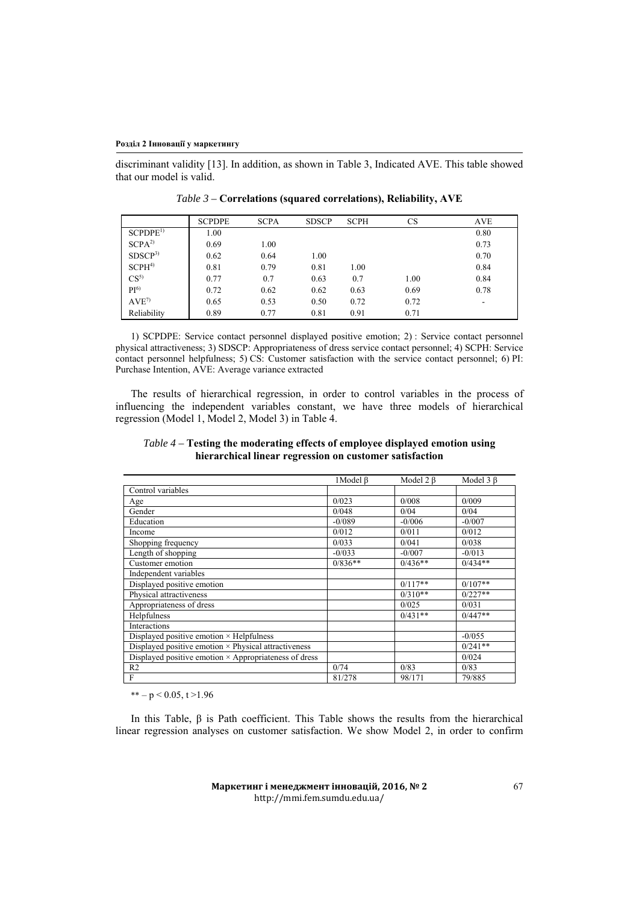discriminant validity [13]. In addition, as shown in Table 3, Indicated AVE. This table showed that our model is valid.

*Table 3* – **Correlations (squared correlations), Reliability, AVE**

| | SCPDPE | SCPA | SDSCP | SCPH | CS | AVE |
|---|---|---|---|---|---|---|
| SCPDPE[1)] | 1.00 | | | | | 0.80 |
| SCPA[2)] | 0.69 | 1.00 | | | | 0.73 |
| SDSCP[3)] | 0.62 | 0.64 | 1.00 | | | 0.70 |
| SCPH[4)] | 0.81 | 0.79 | 0.81 | 1.00 | | 0.84 |
| CS[5)] | 0.77 | 0.7 | 0.63 | 0.7 | 1.00 | 0.84 |
| PI[6)] | 0.72 | 0.62 | 0.62 | 0.63 | 0.69 | 0.78 |
| AVE[7)] | 0.65 | 0.53 | 0.50 | 0.72 | 0.72 | - |
| Reliability | 0.89 | 0.77 | 0.81 | 0.91 | 0.71 | |

1) SCPDPE: Service contact personnel displayed positive emotion; 2) : Service contact personnel physical attractiveness; 3) SDSCP: Appropriateness of dress service contact personnel; 4) SCPH: Service contact personnel helpfulness; 5) CS: Customer satisfaction with the service contact personnel; 6) PI: Purchase Intention, AVE: Average variance extracted

The results of hierarchical regression, in order to control variables in the process of influencing the independent variables constant, we have three models of hierarchical regression (Model 1, Model 2, Model 3) in Table 4.

*Table 4* – **Testing the moderating effects of employee displayed emotion using hierarchical linear regression on customer satisfaction**

| | 1Model β | Model 2 β | Model 3 β |
|---|---|---|---|
| Control variables | | | |
| Age | 0/023 | 0/008 | 0/009 |
| Gender | 0/048 | 0/04 | 0/04 |
| Education | -0/089 | -0/006 | -0/007 |
| Income | 0/012 | 0/011 | 0/012 |
| Shopping frequency | 0/033 | 0/041 | 0/038 |
| Length of shopping | -0/033 | -0/007 | -0/013 |
| Customer emotion | 0/836** | 0/436** | 0/434** |
| Independent variables | | | |
| Displayed positive emotion | | 0/117** | 0/107** |
| Physical attractiveness | | 0/310** | 0/227** |
| Appropriateness of dress | | 0/025 | 0/031 |
| Helpfulness | | 0/431** | 0/447** |
| Interactions | | | |
| Displayed positive emotion × Helpfulness | | | -0/055 |
| Displayed positive emotion × Physical attractiveness | | | 0/241** |
| Displayed positive emotion × Appropriateness of dress | | | 0/024 |
| R2 | 0/74 | 0/83 | 0/83 |
| F | 81/278 | 98/171 | 79/885 |

** – $p < 0.05$, $t > 1.96$

In this Table, β is Path coefficient. This Table shows the results from the hierarchical linear regression analyses on customer satisfaction. We show Model 2, in order to confirm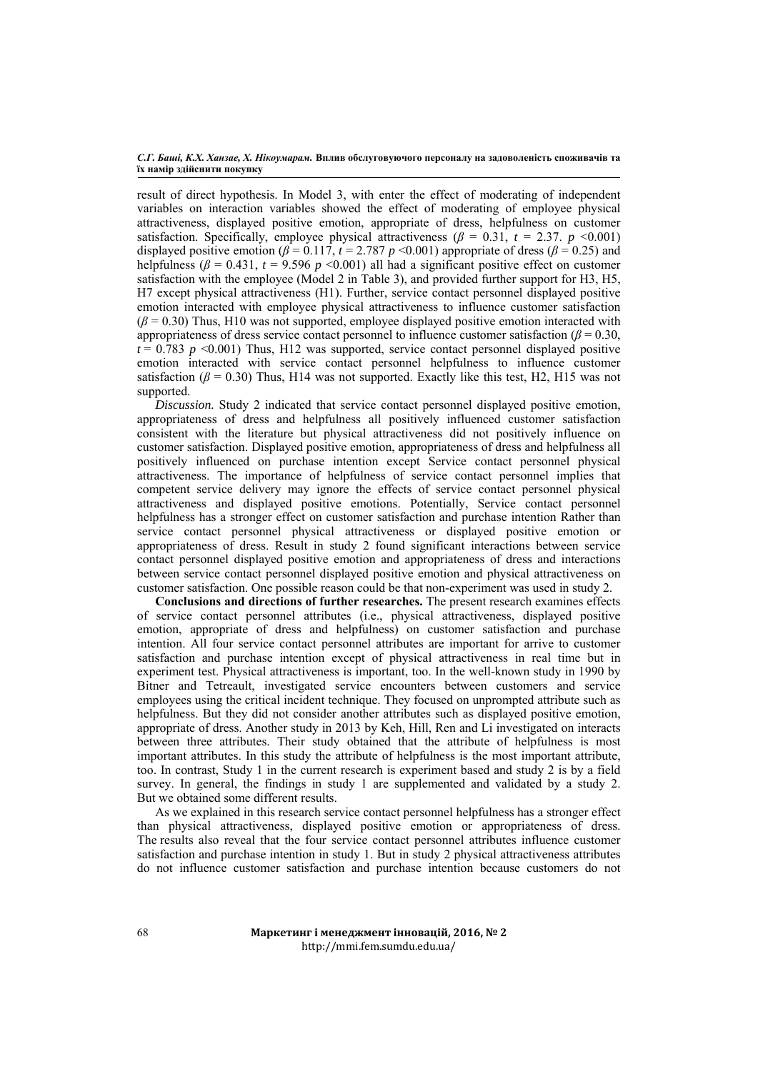result of direct hypothesis. In Model 3, with enter the effect of moderating of independent variables on interaction variables showed the effect of moderating of employee physical attractiveness, displayed positive emotion, appropriate of dress, helpfulness on customer satisfaction. Specifically, employee physical attractiveness ($\beta$ = 0.31, $t$ = 2.37. $p$ <0.001) displayed positive emotion ($\beta$ = 0.117, $t$ = 2.787 $p$ <0.001) appropriate of dress ($\beta$ = 0.25) and helpfulness ($\beta$ = 0.431, $t$ = 9.596 $p$ <0.001) all had a significant positive effect on customer satisfaction with the employee (Model 2 in Table 3), and provided further support for H3, H5, H7 except physical attractiveness (H1). Further, service contact personnel displayed positive emotion interacted with employee physical attractiveness to influence customer satisfaction ($\beta$ = 0.30) Thus, H10 was not supported, employee displayed positive emotion interacted with appropriateness of dress service contact personnel to influence customer satisfaction ($\beta$ = 0.30, $t$ = 0.783 $p$ <0.001) Thus, H12 was supported, service contact personnel displayed positive emotion interacted with service contact personnel helpfulness to influence customer satisfaction ($\beta$ = 0.30) Thus, H14 was not supported. Exactly like this test, H2, H15 was not supported.

*Discussion.* Study 2 indicated that service contact personnel displayed positive emotion, appropriateness of dress and helpfulness all positively influenced customer satisfaction consistent with the literature but physical attractiveness did not positively influence on customer satisfaction. Displayed positive emotion, appropriateness of dress and helpfulness all positively influenced on purchase intention except Service contact personnel physical attractiveness. The importance of helpfulness of service contact personnel implies that competent service delivery may ignore the effects of service contact personnel physical attractiveness and displayed positive emotions. Potentially, Service contact personnel helpfulness has a stronger effect on customer satisfaction and purchase intention Rather than service contact personnel physical attractiveness or displayed positive emotion or appropriateness of dress. Result in study 2 found significant interactions between service contact personnel displayed positive emotion and appropriateness of dress and interactions between service contact personnel displayed positive emotion and physical attractiveness on customer satisfaction. One possible reason could be that non-experiment was used in study 2.

**Conclusions and directions of further researches.** The present research examines effects of service contact personnel attributes (i.e., physical attractiveness, displayed positive emotion, appropriate of dress and helpfulness) on customer satisfaction and purchase intention. All four service contact personnel attributes are important for arrive to customer satisfaction and purchase intention except of physical attractiveness in real time but in experiment test. Physical attractiveness is important, too. In the well-known study in 1990 by Bitner and Tetreault, investigated service encounters between customers and service employees using the critical incident technique. They focused on unprompted attribute such as helpfulness. But they did not consider another attributes such as displayed positive emotion, appropriate of dress. Another study in 2013 by Keh, Hill, Ren and Li investigated on interacts between three attributes. Their study obtained that the attribute of helpfulness is most important attributes. In this study the attribute of helpfulness is the most important attribute, too. In contrast, Study 1 in the current research is experiment based and study 2 is by a field survey. In general, the findings in study 1 are supplemented and validated by a study 2. But we obtained some different results.

As we explained in this research service contact personnel helpfulness has a stronger effect than physical attractiveness, displayed positive emotion or appropriateness of dress. The results also reveal that the four service contact personnel attributes influence customer satisfaction and purchase intention in study 1. But in study 2 physical attractiveness attributes do not influence customer satisfaction and purchase intention because customers do not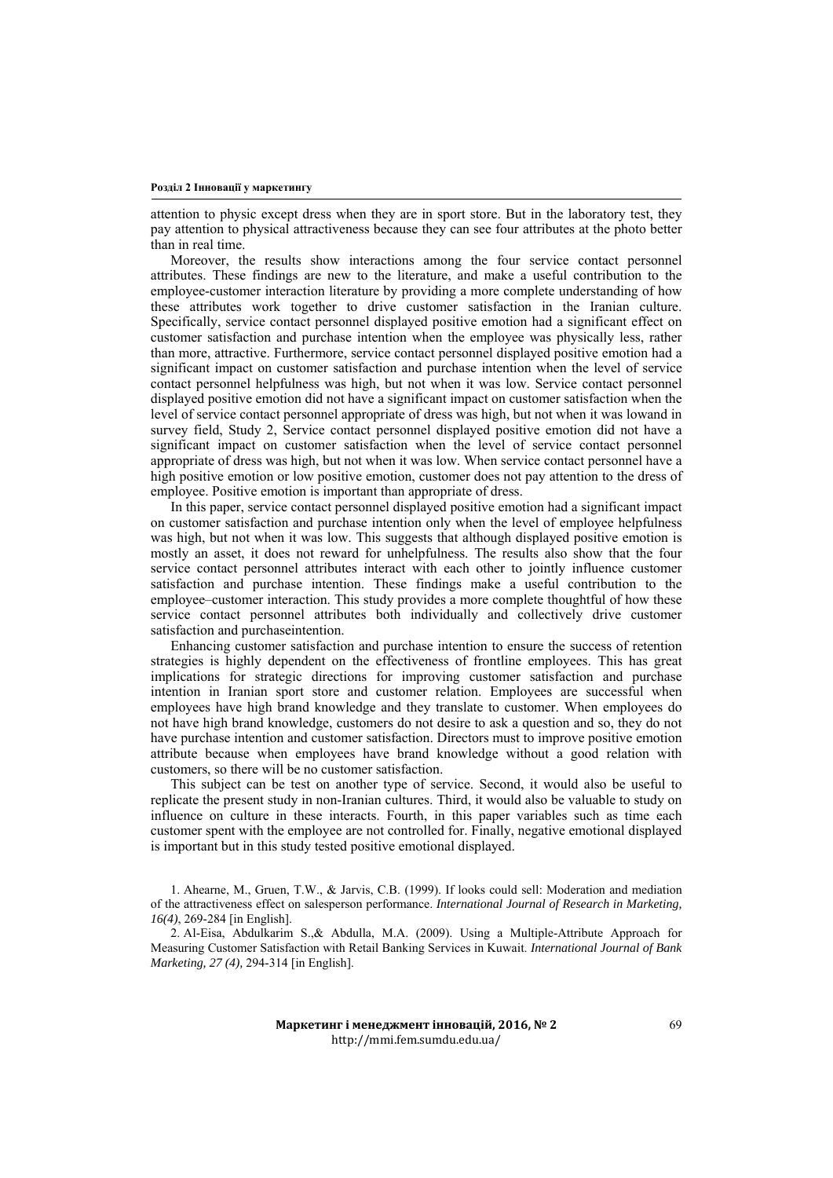attention to physic except dress when they are in sport store. But in the laboratory test, they pay attention to physical attractiveness because they can see four attributes at the photo better than in real time.

Moreover, the results show interactions among the four service contact personnel attributes. These findings are new to the literature, and make a useful contribution to the employee-customer interaction literature by providing a more complete understanding of how these attributes work together to drive customer satisfaction in the Iranian culture. Specifically, service contact personnel displayed positive emotion had a significant effect on customer satisfaction and purchase intention when the employee was physically less, rather than more, attractive. Furthermore, service contact personnel displayed positive emotion had a significant impact on customer satisfaction and purchase intention when the level of service contact personnel helpfulness was high, but not when it was low. Service contact personnel displayed positive emotion did not have a significant impact on customer satisfaction when the level of service contact personnel appropriate of dress was high, but not when it was lowand in survey field, Study 2, Service contact personnel displayed positive emotion did not have a significant impact on customer satisfaction when the level of service contact personnel appropriate of dress was high, but not when it was low. When service contact personnel have a high positive emotion or low positive emotion, customer does not pay attention to the dress of employee. Positive emotion is important than appropriate of dress.

In this paper, service contact personnel displayed positive emotion had a significant impact on customer satisfaction and purchase intention only when the level of employee helpfulness was high, but not when it was low. This suggests that although displayed positive emotion is mostly an asset, it does not reward for unhelpfulness. The results also show that the four service contact personnel attributes interact with each other to jointly influence customer satisfaction and purchase intention. These findings make a useful contribution to the employee–customer interaction. This study provides a more complete thoughtful of how these service contact personnel attributes both individually and collectively drive customer satisfaction and purchaseintention.

Enhancing customer satisfaction and purchase intention to ensure the success of retention strategies is highly dependent on the effectiveness of frontline employees. This has great implications for strategic directions for improving customer satisfaction and purchase intention in Iranian sport store and customer relation. Employees are successful when employees have high brand knowledge and they translate to customer. When employees do not have high brand knowledge, customers do not desire to ask a question and so, they do not have purchase intention and customer satisfaction. Directors must to improve positive emotion attribute because when employees have brand knowledge without a good relation with customers, so there will be no customer satisfaction.

This subject can be test on another type of service. Second, it would also be useful to replicate the present study in non-Iranian cultures. Third, it would also be valuable to study on influence on culture in these interacts. Fourth, in this paper variables such as time each customer spent with the employee are not controlled for. Finally, negative emotional displayed is important but in this study tested positive emotional displayed.

1. Ahearne, M., Gruen, T.W., & Jarvis, C.B. (1999). If looks could sell: Moderation and mediation of the attractiveness effect on salesperson performance. *International Journal of Research in Marketing, 16(4)*, 269-284 [in English].

2. Al-Eisa, Abdulkarim S.,& Abdulla, M.A. (2009). Using a Multiple-Attribute Approach for Measuring Customer Satisfaction with Retail Banking Services in Kuwait. *International Journal of Bank Marketing, 27 (4)*, 294-314 [in English].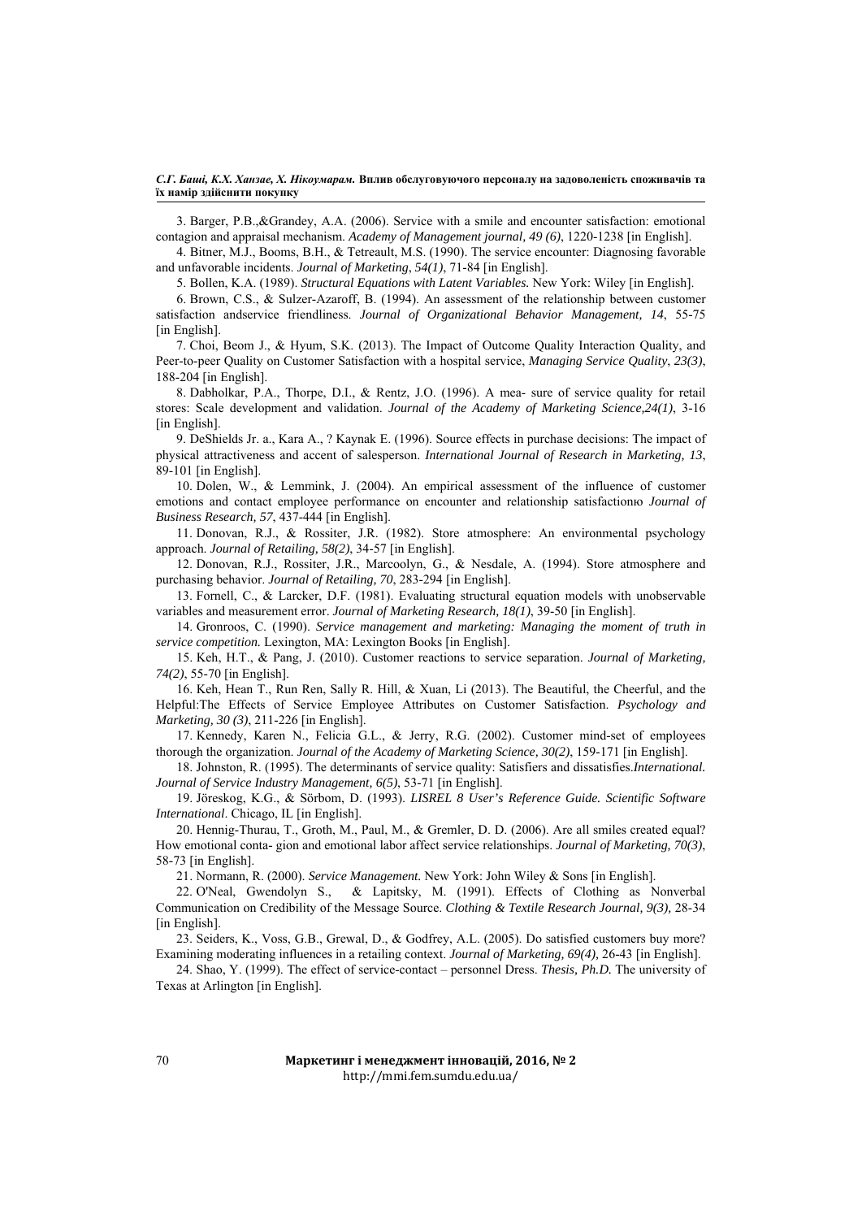3. Barger, P.B.,&Grandey, A.A. (2006). Service with a smile and encounter satisfaction: emotional contagion and appraisal mechanism. *Academy of Management journal, 49 (6)*, 1220-1238 [in English].

4. Bitner, M.J., Booms, B.H., & Tetreault, M.S. (1990). The service encounter: Diagnosing favorable and unfavorable incidents. *Journal of Marketing*, *54(1)*, 71-84 [in English].

5. Bollen, K.A. (1989). *Structural Equations with Latent Variables.* New York: Wiley [in English].

6. Brown, C.S., & Sulzer-Azaroff, B. (1994). An assessment of the relationship between customer satisfaction andservice friendliness. *Journal of Organizational Behavior Management, 14*, 55-75 [in English].

7. Choi, Beom J., & Hyum, S.K. (2013). The Impact of Outcome Quality Interaction Quality, and Peer-to-peer Quality on Customer Satisfaction with a hospital service, *Managing Service Quality*, *23(3)*, 188-204 [in English].

8. Dabholkar, P.A., Thorpe, D.I., & Rentz, J.O. (1996). A mea- sure of service quality for retail stores: Scale development and validation. *Journal of the Academy of Marketing Science,24(1)*, 3-16 [in English].

9. DeShields Jr. a., Kara A., ? Kaynak E. (1996). Source effects in purchase decisions: The impact of physical attractiveness and accent of salesperson. *International Journal of Research in Marketing, 13*, 89-101 [in English].

10. Dolen, W., & Lemmink, J. (2004). An empirical assessment of the influence of customer emotions and contact employee performance on encounter and relationship satisfactionю *Journal of Business Research, 57*, 437-444 [in English].

11. Donovan, R.J., & Rossiter, J.R. (1982). Store atmosphere: An environmental psychology approach. *Journal of Retailing, 58(2)*, 34-57 [in English].

12. Donovan, R.J., Rossiter, J.R., Marcoolyn, G., & Nesdale, A. (1994). Store atmosphere and purchasing behavior. *Journal of Retailing, 70*, 283-294 [in English].

13. Fornell, C., & Larcker, D.F. (1981). Evaluating structural equation models with unobservable variables and measurement error. *Journal of Marketing Research, 18(1)*, 39-50 [in English].

14. Gronroos, C. (1990). *Service management and marketing: Managing the moment of truth in service competition.* Lexington, MA: Lexington Books [in English].

15. Keh, H.T., & Pang, J. (2010). Customer reactions to service separation. *Journal of Marketing, 74(2)*, 55-70 [in English].

16. Keh, Hean T., Run Ren, Sally R. Hill, & Xuan, Li (2013). The Beautiful, the Cheerful, and the Helpful:The Effects of Service Employee Attributes on Customer Satisfaction. *Psychology and Marketing, 30 (3)*, 211-226 [in English].

17. Kennedy, Karen N., Felicia G.L., & Jerry, R.G. (2002). Customer mind-set of employees thorough the organization. *Journal of the Academy of Marketing Science, 30(2)*, 159-171 [in English].

18. Johnston, R. (1995). The determinants of service quality: Satisfiers and dissatisfies.*International. Journal of Service Industry Management, 6(5)*, 53-71 [in English].

19. Jöreskog, K.G., & Sörbom, D. (1993). *LISREL 8 User's Reference Guide. Scientific Software International*. Chicago, IL [in English].

20. Hennig-Thurau, T., Groth, M., Paul, M., & Gremler, D. D. (2006). Are all smiles created equal? How emotional conta- gion and emotional labor affect service relationships. *Journal of Marketing, 70(3)*, 58-73 [in English].

21. Normann, R. (2000). *Service Management.* New York: John Wiley & Sons [in English].

22. O'Neal, Gwendolyn S., & Lapitsky, M. (1991). Effects of Clothing as Nonverbal Communication on Credibility of the Message Source. *Clothing & Textile Research Journal, 9(3),* 28-34 [in English].

23. Seiders, K., Voss, G.B., Grewal, D., & Godfrey, A.L. (2005). Do satisfied customers buy more? Examining moderating influences in a retailing context. *Journal of Marketing, 69(4)*, 26-43 [in English].

24. Shao, Y. (1999). The effect of service-contact – personnel Dress. *Thesis, Ph.D.* The university of Texas at Arlington [in English].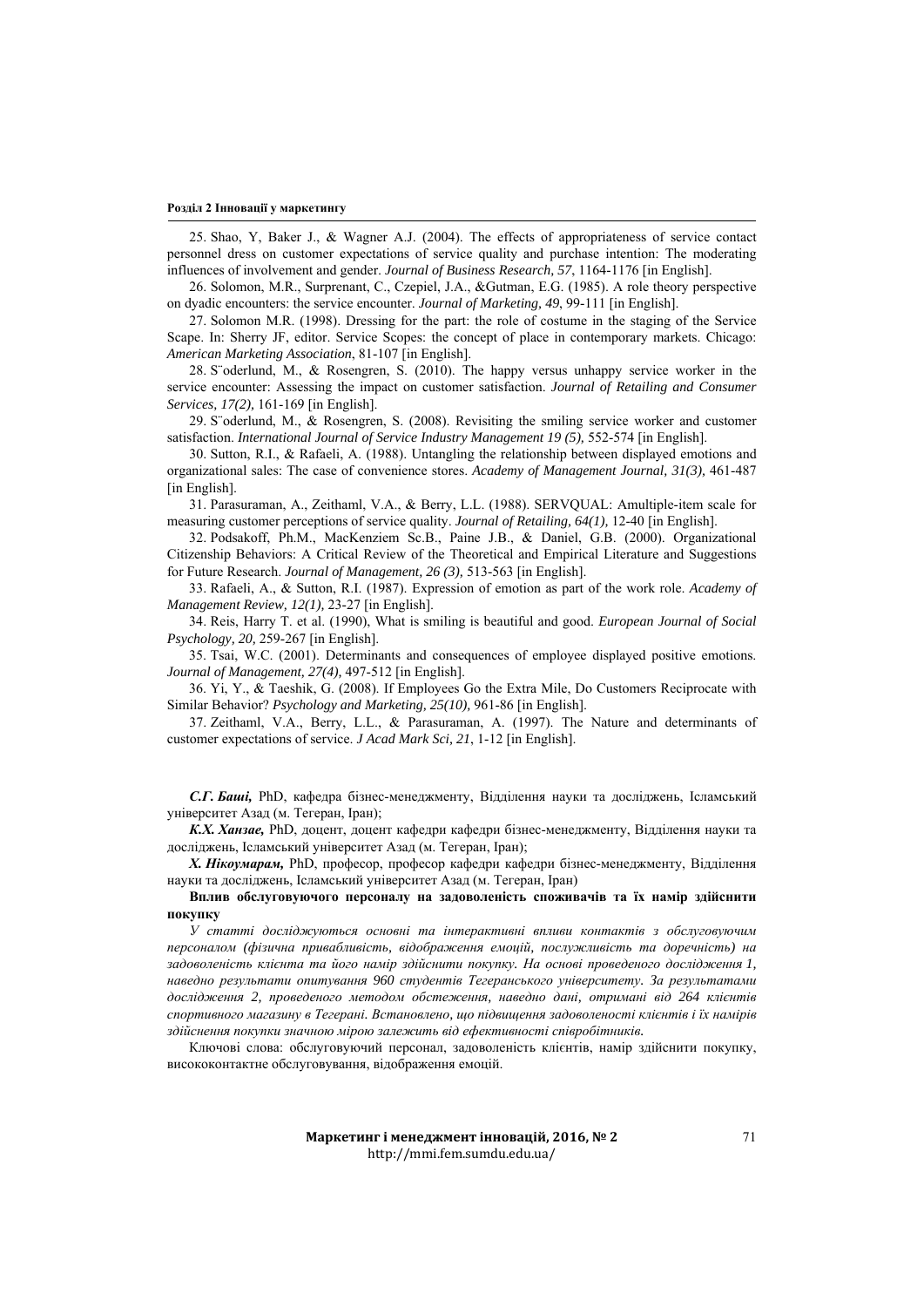25. Shao, Y, Baker J., & Wagner A.J. (2004). The effects of appropriateness of service contact personnel dress on customer expectations of service quality and purchase intention: The moderating influences of involvement and gender. *Journal of Business Research, 57*, 1164-1176 [in English].

26. Solomon, M.R., Surprenant, C., Czepiel, J.A., &Gutman, E.G. (1985). A role theory perspective on dyadic encounters: the service encounter. *Journal of Marketing, 49*, 99-111 [in English].

27. Solomon M.R. (1998). Dressing for the part: the role of costume in the staging of the Service Scape. In: Sherry JF, editor. Service Scopes: the concept of place in contemporary markets. Chicago: *American Marketing Association*, 81-107 [in English].

28. S¨oderlund, M., & Rosengren, S. (2010). The happy versus unhappy service worker in the service encounter: Assessing the impact on customer satisfaction. *Journal of Retailing and Consumer Services, 17(2),* 161-169 [in English].

29. S¨oderlund, M., & Rosengren, S. (2008). Revisiting the smiling service worker and customer satisfaction. *International Journal of Service Industry Management 19 (5),* 552-574 [in English].

30. Sutton, R.I., & Rafaeli, A. (1988). Untangling the relationship between displayed emotions and organizational sales: The case of convenience stores. *Academy of Management Journal, 31(3),* 461-487 [in English].

31. Parasuraman, A., Zeithaml, V.A., & Berry, L.L. (1988). SERVQUAL: Amultiple-item scale for measuring customer perceptions of service quality. *Journal of Retailing, 64(1),* 12-40 [in English].

32. Podsakoff, Ph.M., MacKenziem Sc.B., Paine J.B., & Daniel, G.B. (2000). Organizational Citizenship Behaviors: A Critical Review of the Theoretical and Empirical Literature and Suggestions for Future Research. *Journal of Management, 26 (3),* 513-563 [in English].

33. Rafaeli, A., & Sutton, R.I. (1987). Expression of emotion as part of the work role. *Academy of Management Review, 12(1),* 23-27 [in English].

34. Reis, Harry T. et al. (1990), What is smiling is beautiful and good. *European Journal of Social Psychology, 20,* 259-267 [in English].

35. Tsai, W.C. (2001). Determinants and consequences of employee displayed positive emotions. *Journal of Management, 27(4),* 497-512 [in English].

36. Yi, Y., & Taeshik, G. (2008). If Employees Go the Extra Mile, Do Customers Reciprocate with Similar Behavior? *Psychology and Marketing, 25(10),* 961-86 [in English].

37. Zeithaml, V.A., Berry, L.L., & Parasuraman, A. (1997). The Nature and determinants of customer expectations of service. *J Acad Mark Sci, 21*, 1-12 [in English].

***С.Г. Баші,*** PhD, кафедра бізнес-менеджменту, Відділення науки та досліджень, Ісламський університет Азад (м. Тегеран, Іран);

***К.Х. Ханзае,*** PhD, доцент, доцент кафедри кафедри бізнес-менеджменту, Відділення науки та досліджень, Ісламський університет Азад (м. Тегеран, Іран);

***Х. Нікоумарам,*** PhD, професор, професор кафедри кафедри бізнес-менеджменту, Відділення науки та досліджень, Ісламський університет Азад (м. Тегеран, Іран)

**Вплив обслуговуючого персоналу на задоволеність споживачів та їх намір здійснити покупку**

*У статті досліджуються основні та інтерактивні впливи контактів з обслуговуючим персоналом (фізична привабливість, відображення емоцій, послужливість та доречність) на задоволеність клієнта та його намір здійснити покупку. На основі проведеного дослідження 1, наведно результати опитування 960 студентів Тегеранського університету. За результатами дослідження 2, проведеного методом обстеження, наведно дані, отримані від 264 клієнтів спортивного магазину в Тегерані. Встановлено, що підвищення задоволеності клієнтів і їх намірів здійснення покупки значною мірою залежить від ефективності співробітників.*

Ключові слова: обслуговуючий персонал, задоволеність клієнтів, намір здійснити покупку, висококонтактне обслуговування, відображення емоцій.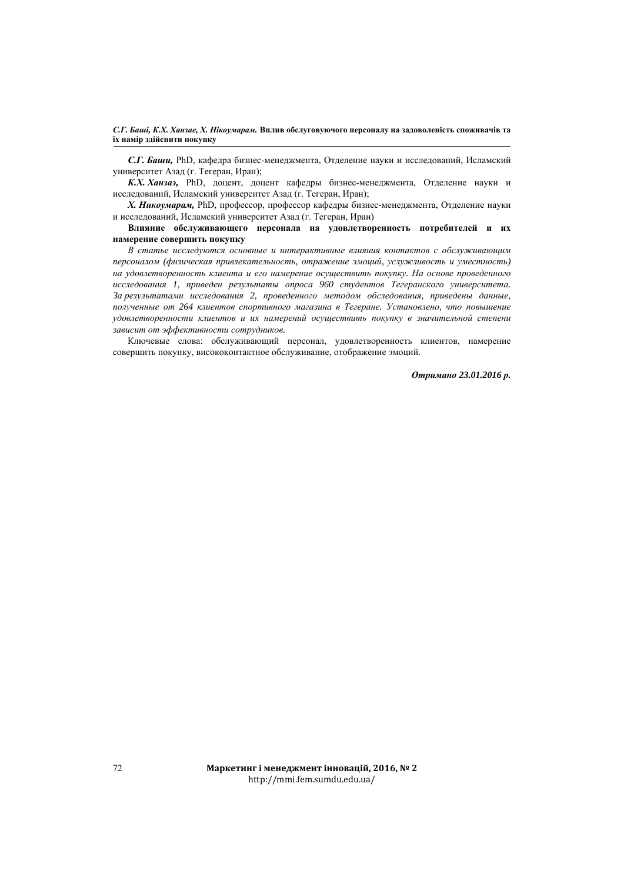**С.Г. Баши,** PhD, кафедра бизнес-менеджмента, Отделение науки и исследований, Исламский университет Азад (г. Тегеран, Иран);

**К.Х. Ханзаэ,** PhD, доцент, доцент кафедры бизнес-менеджмента, Отделение науки и исследований, Исламский университет Азад (г. Тегеран, Иран);

**Х. Никоумарам,** PhD, профессор, профессор кафедры бизнес-менеджмента, Отделение науки и исследований, Исламский университет Азад (г. Тегеран, Иран)

**Влияние обслуживающего персонала на удовлетворенность потребителей и их намерение совершить покупку**

*В статье исследуются основные и интерактивные влияния контактов с обслуживающим персоналом (физическая привлекательность, отражение эмоций, услужливость и уместность) на удовлетворенность клиента и его намерение осуществить покупку. На основе проведенного исследования 1, приведен результаты опроса 960 студентов Тегеранского университета. За результатами исследования 2, проведенного методом обследования, приведены данные, полученные от 264 клиентов спортивного магазина в Тегеране. Установлено, что повышение удовлетворенности клиентов и их намерений осуществить покупку в значительной степени зависит от эффективности сотрудников.*

Ключевые слова: обслуживающий персонал, удовлетворенность клиентов, намерение совершить покупку, высококонтактное обслуживание, отображение эмоций.

***Отримано 23.01.2016 р.***